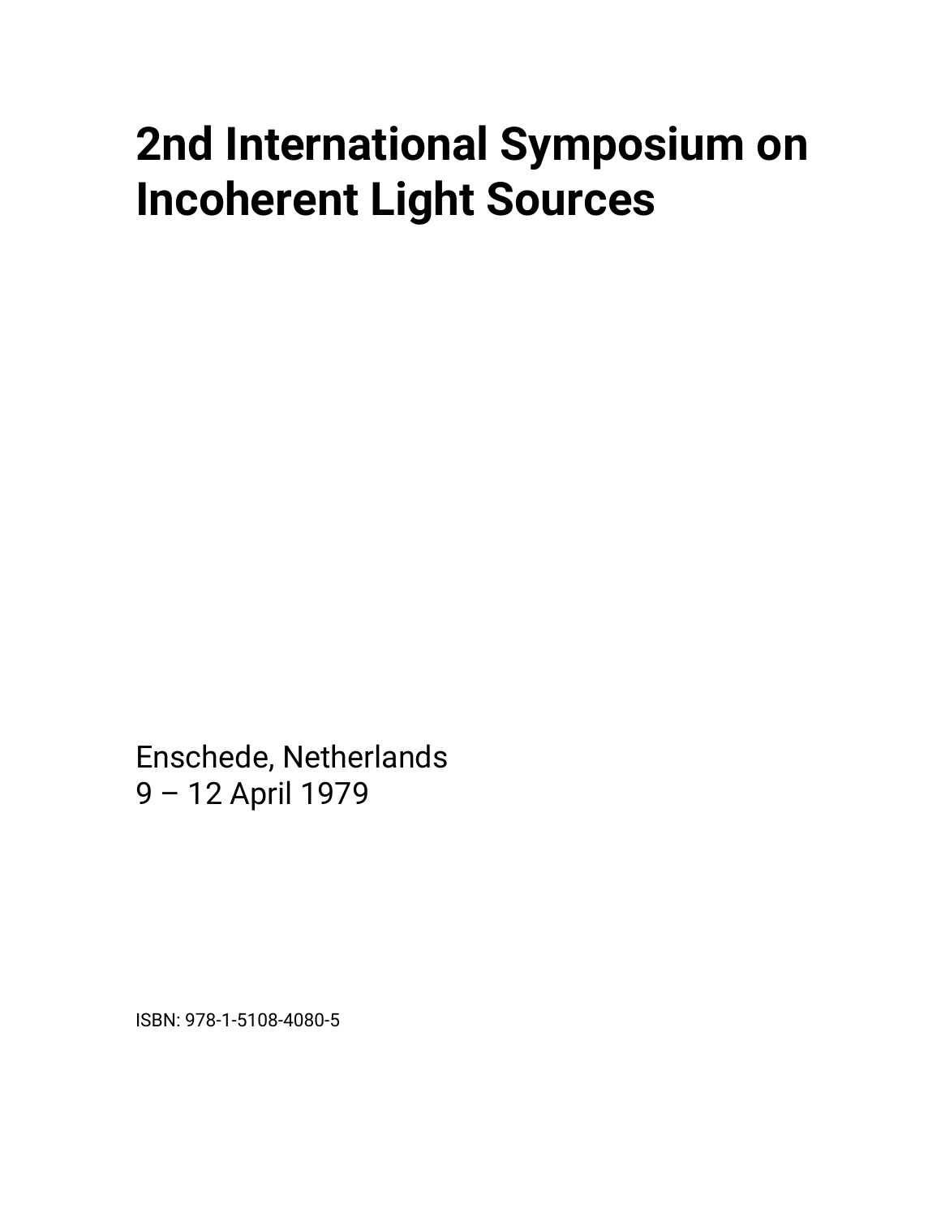# 2nd International Symposium on Incoherent Light Sources

Enschede, Netherlands
9 – 12 April 1979

ISBN: 978-1-5108-4080-5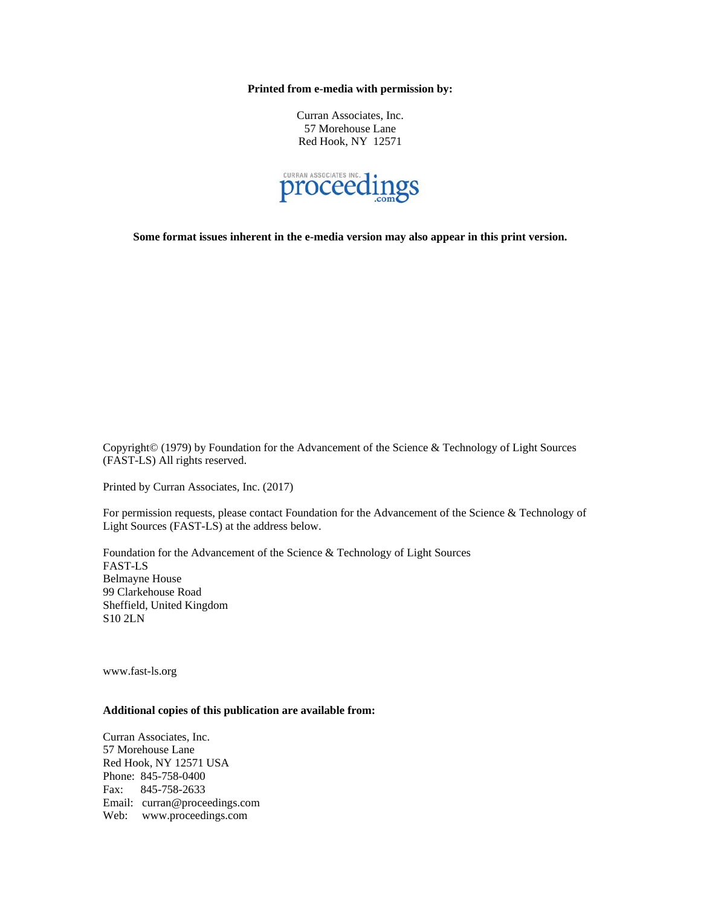**Printed from e-media with permission by:**

Curran Associates, Inc.
57 Morehouse Lane
Red Hook, NY 12571

CURRAN ASSOCIATES INC. proceedings .com

**Some format issues inherent in the e-media version may also appear in this print version.**

Copyright© (1979) by Foundation for the Advancement of the Science & Technology of Light Sources (FAST-LS) All rights reserved.

Printed by Curran Associates, Inc. (2017)

For permission requests, please contact Foundation for the Advancement of the Science & Technology of Light Sources (FAST-LS) at the address below.

Foundation for the Advancement of the Science & Technology of Light Sources
FAST-LS
Belmayne House
99 Clarkehouse Road
Sheffield, United Kingdom
S10 2LN

www.fast-ls.org

**Additional copies of this publication are available from:**

Curran Associates, Inc.
57 Morehouse Lane
Red Hook, NY 12571 USA
Phone: 845-758-0400
Fax: 845-758-2633
Email: curran@proceedings.com
Web: www.proceedings.com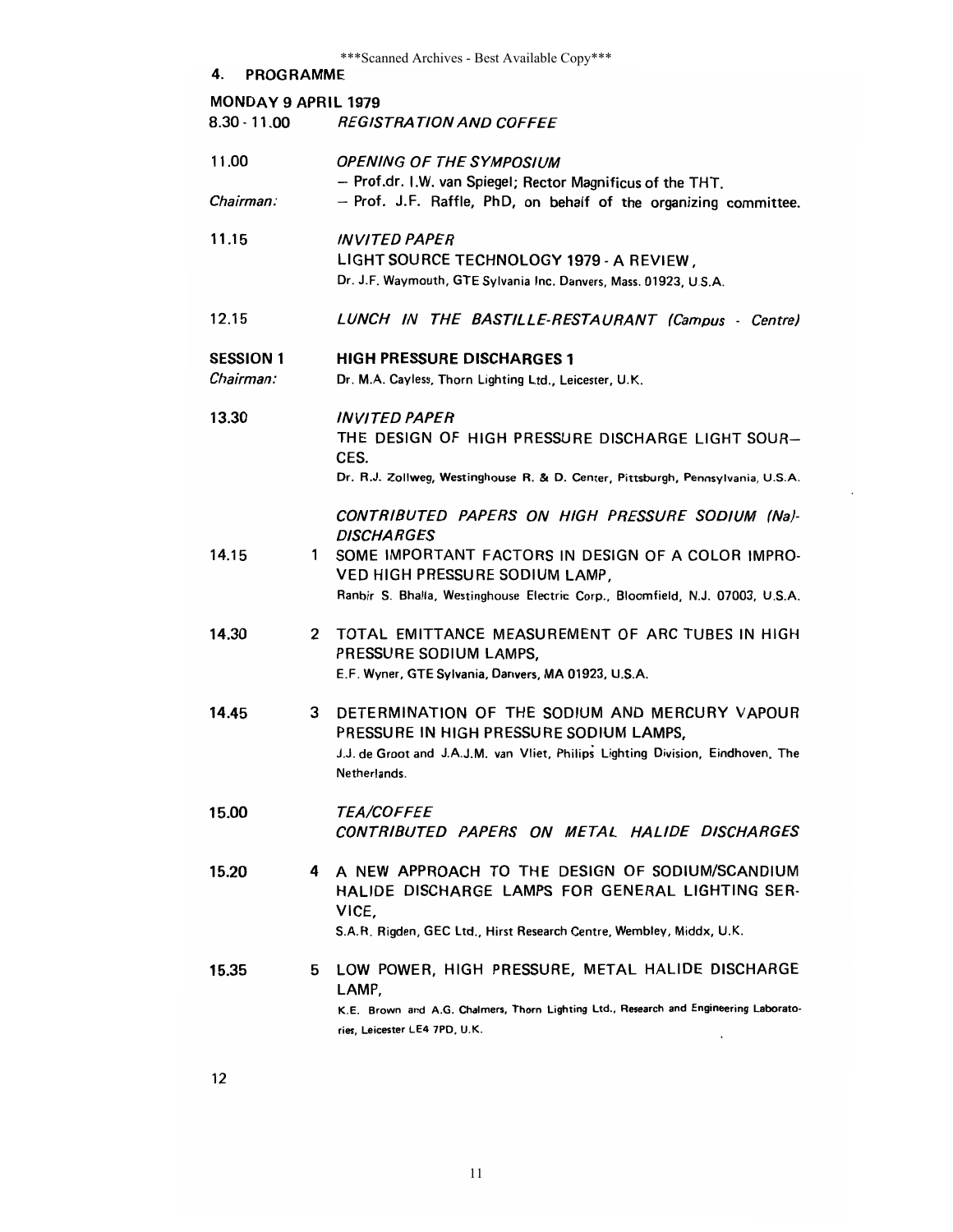## 4. PROGRAMME

### MONDAY 9 APRIL 1979

8.30 - 11.00 *REGISTRATION AND COFFEE*

11.00 *OPENING OF THE SYMPOSIUM*
– Prof.dr. I.W. van Spiegel; Rector Magnificus of the THT.

*Chairman:* – Prof. J.F. Raffle, PhD, on behalf of the organizing committee.

11.15 *INVITED PAPER*
LIGHT SOURCE TECHNOLOGY 1979 - A REVIEW,
Dr. J.F. Waymouth, GTE Sylvania Inc. Danvers, Mass. 01923, U.S.A.

12.15 *LUNCH IN THE BASTILLE-RESTAURANT (Campus - Centre)*

**SESSION 1 HIGH PRESSURE DISCHARGES 1**

*Chairman:* Dr. M.A. Cayless, Thorn Lighting Ltd., Leicester, U.K.

13.30 *INVITED PAPER*
THE DESIGN OF HIGH PRESSURE DISCHARGE LIGHT SOURCES.
Dr. R.J. Zollweg, Westinghouse R. & D. Center, Pittsburgh, Pennsylvania, U.S.A.

*CONTRIBUTED PAPERS ON HIGH PRESSURE SODIUM (Na)-DISCHARGES*

14.15 1 SOME IMPORTANT FACTORS IN DESIGN OF A COLOR IMPROVED HIGH PRESSURE SODIUM LAMP,
Ranbir S. Bhalla, Westinghouse Electric Corp., Bloomfield, N.J. 07003, U.S.A.

14.30 2 TOTAL EMITTANCE MEASUREMENT OF ARC TUBES IN HIGH PRESSURE SODIUM LAMPS,
E.F. Wyner, GTE Sylvania, Danvers, MA 01923, U.S.A.

14.45 3 DETERMINATION OF THE SODIUM AND MERCURY VAPOUR PRESSURE IN HIGH PRESSURE SODIUM LAMPS,
J.J. de Groot and J.A.J.M. van Vliet, Philips Lighting Division, Eindhoven, The Netherlands.

15.00 *TEA/COFFEE*

*CONTRIBUTED PAPERS ON METAL HALIDE DISCHARGES*

15.20 4 A NEW APPROACH TO THE DESIGN OF SODIUM/SCANDIUM HALIDE DISCHARGE LAMPS FOR GENERAL LIGHTING SERVICE,
S.A.R. Rigden, GEC Ltd., Hirst Research Centre, Wembley, Middx, U.K.

15.35 5 LOW POWER, HIGH PRESSURE, METAL HALIDE DISCHARGE LAMP,
K.E. Brown and A.G. Chalmers, Thorn Lighting Ltd., Research and Engineering Laboratories, Leicester LE4 7PD, U.K.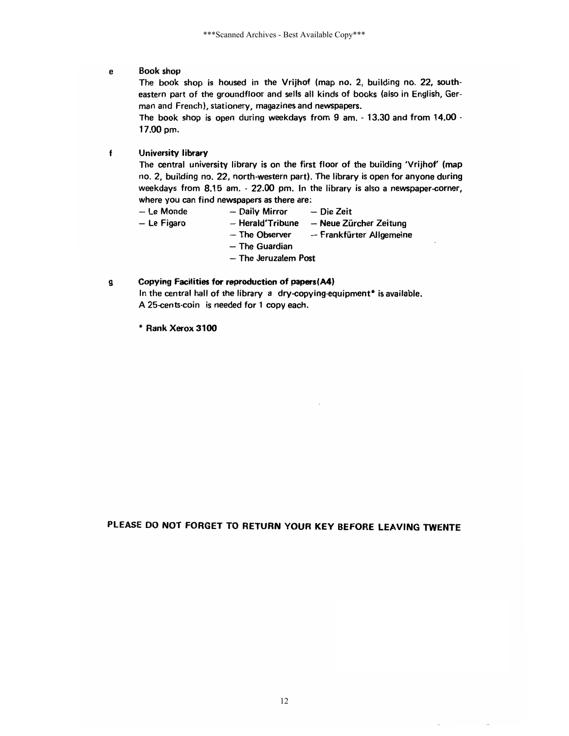### e Book shop

The book shop is housed in the Vrijhof (map no. 2, building no. 22, south-eastern part of the groundfloor and sells all kinds of books (also in English, German and French), stationery, magazines and newspapers.

The book shop is open during weekdays from 9 am. - 13.30 and from 14.00 - 17.00 pm.

### f University library

The central university library is on the first floor of the building 'Vrijhof' (map no. 2, building no. 22, north-western part). The library is open for anyone during weekdays from 8.15 am. - 22.00 pm. In the library is also a newspaper-corner, where you can find newspapers as there are:

- Le Monde
- Le Figaro
- Daily Mirror
- Herald'Tribune
- The Observer
- The Guardian
- The Jeruzalem Post
- Die Zeit
- Neue Zürcher Zeitung
- Frankfürter Allgemeine

### g Copying Facilities for reproduction of papers(A4)

In the central hall of the library a dry-copying-equipment* is available.
A 25-cents-coin is needed for 1 copy each.

**\* Rank Xerox 3100**

**PLEASE DO NOT FORGET TO RETURN YOUR KEY BEFORE LEAVING TWENTE**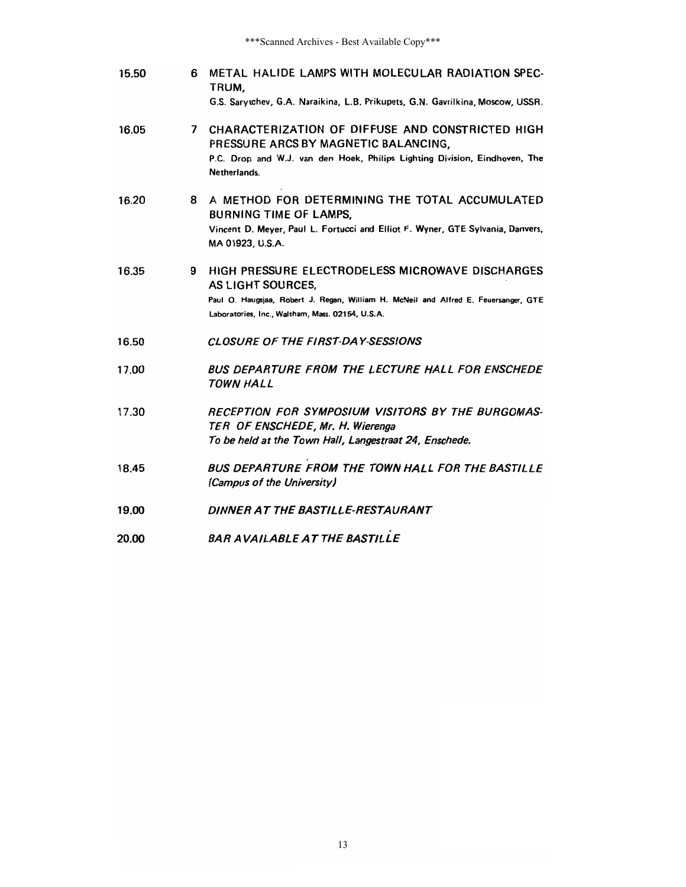| | | |
|---|---|---|
| 15.50 | 6 | METAL HALIDE LAMPS WITH MOLECULAR RADIATION SPECTRUM,<br>G.S. Sarytchev, G.A. Naraikina, L.B. Prikupets, G.N. Gavrilkina, Moscow, USSR. |
| 16.05 | 7 | CHARACTERIZATION OF DIFFUSE AND CONSTRICTED HIGH PRESSURE ARCS BY MAGNETIC BALANCING,<br>P.C. Drop and W.J. van den Hoek, Philips Lighting Division, Eindhoven, The Netherlands. |
| 16.20 | 8 | A METHOD FOR DETERMINING THE TOTAL ACCUMULATED BURNING TIME OF LAMPS,<br>Vincent D. Meyer, Paul L. Fortucci and Elliot F. Wyner, GTE Sylvania, Danvers, MA 01923, U.S.A. |
| 16.35 | 9 | HIGH PRESSURE ELECTRODELESS MICROWAVE DISCHARGES AS LIGHT SOURCES,<br>Paul O. Haugsjaa, Robert J. Regan, William H. McNeil and Alfred E. Feuersanger, GTE Laboratories, Inc., Waltham, Mass. 02154, U.S.A. |
| 16.50 | | *CLOSURE OF THE FIRST-DAY-SESSIONS* |
| 17.00 | | *BUS DEPARTURE FROM THE LECTURE HALL FOR ENSCHEDE TOWN HALL* |
| 17.30 | | *RECEPTION FOR SYMPOSIUM VISITORS BY THE BURGOMASTER OF ENSCHEDE, Mr. H. Wierenga*<br>*To be held at the Town Hall, Langestraat 24, Enschede.* |
| 18.45 | | *BUS DEPARTURE FROM THE TOWN HALL FOR THE BASTILLE (Campus of the University)* |
| 19.00 | | *DINNER AT THE BASTILLE-RESTAURANT* |
| 20.00 | | *BAR AVAILABLE AT THE BASTILLE* |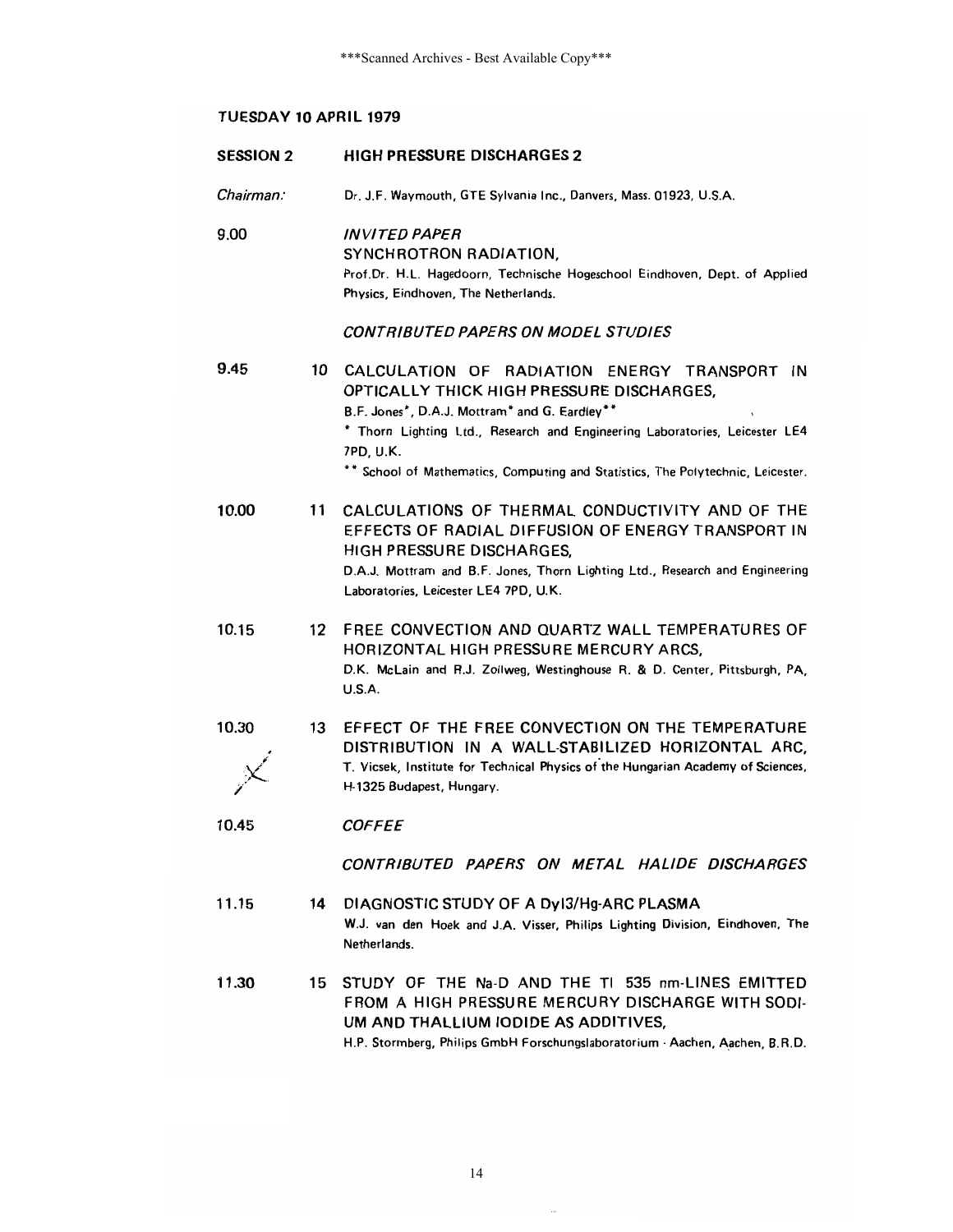## TUESDAY 10 APRIL 1979

**SESSION 2** **HIGH PRESSURE DISCHARGES 2**

*Chairman:* Dr. J.F. Waymouth, GTE Sylvania Inc., Danvers, Mass. 01923, U.S.A.

9.00 *INVITED PAPER*
SYNCHROTRON RADIATION,
Prof.Dr. H.L. Hagedoorn, Technische Hogeschool Eindhoven, Dept. of Applied Physics, Eindhoven, The Netherlands.

*CONTRIBUTED PAPERS ON MODEL STUDIES*

9.45 10 CALCULATION OF RADIATION ENERGY TRANSPORT IN OPTICALLY THICK HIGH PRESSURE DISCHARGES,
B.F. Jones*, D.A.J. Mottram* and G. Eardley**
* Thorn Lighting Ltd., Research and Engineering Laboratories, Leicester LE4 7PD, U.K.
** School of Mathematics, Computing and Statistics, The Polytechnic, Leicester.

10.00 11 CALCULATIONS OF THERMAL CONDUCTIVITY AND OF THE EFFECTS OF RADIAL DIFFUSION OF ENERGY TRANSPORT IN HIGH PRESSURE DISCHARGES,
D.A.J. Mottram and B.F. Jones, Thorn Lighting Ltd., Research and Engineering Laboratories, Leicester LE4 7PD, U.K.

10.15 12 FREE CONVECTION AND QUARTZ WALL TEMPERATURES OF HORIZONTAL HIGH PRESSURE MERCURY ARCS,
D.K. McLain and R.J. Zollweg, Westinghouse R. & D. Center, Pittsburgh, PA, U.S.A.

10.30 13 EFFECT OF THE FREE CONVECTION ON THE TEMPERATURE DISTRIBUTION IN A WALL-STABILIZED HORIZONTAL ARC,
T. Vicsek, Institute for Technical Physics of the Hungarian Academy of Sciences, H-1325 Budapest, Hungary.

10.45 *COFFEE*

*CONTRIBUTED PAPERS ON METAL HALIDE DISCHARGES*

11.15 14 DIAGNOSTIC STUDY OF A $DyI_3$/Hg-ARC PLASMA
W.J. van den Hoek and J.A. Visser, Philips Lighting Division, Eindhoven, The Netherlands.

11.30 15 STUDY OF THE Na-D AND THE Tl 535 nm-LINES EMITTED FROM A HIGH PRESSURE MERCURY DISCHARGE WITH SODIUM AND THALLIUM IODIDE AS ADDITIVES,
H.P. Stormberg, Philips GmbH Forschungslaboratorium - Aachen, Aachen, B.R.D.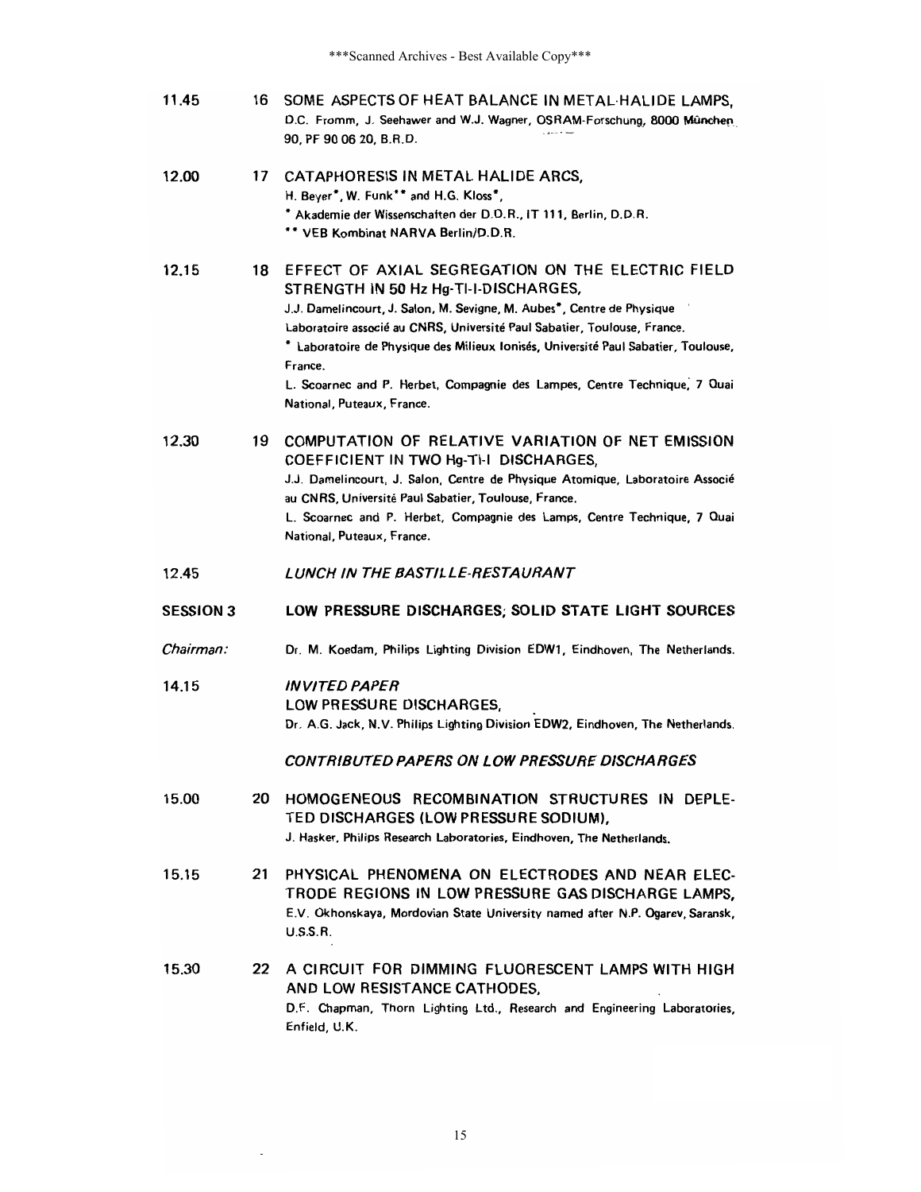11.45 **16** SOME ASPECTS OF HEAT BALANCE IN METAL-HALIDE LAMPS,
D.C. Fromm, J. Seehawer and W.J. Wagner, OSRAM-Forschung, 8000 München 90, PF 90 06 20, B.R.D.

12.00 **17** CATAPHORESIS IN METAL HALIDE ARCS,
H. Beyer*, W. Funk** and H.G. Kloss*,
\* Akademie der Wissenschaften der D.D.R., IT 111, Berlin, D.D.R.
\** VEB Kombinat NARVA Berlin/D.D.R.

12.15 **18** EFFECT OF AXIAL SEGREGATION ON THE ELECTRIC FIELD STRENGTH IN 50 Hz Hg-Tl-I-DISCHARGES,
J.J. Damelincourt, J. Salon, M. Sevigne, M. Aubes*, Centre de Physique Laboratoire associé au CNRS, Université Paul Sabatier, Toulouse, France.
\* Laboratoire de Physique des Milieux Ionisés, Université Paul Sabatier, Toulouse, France.
L. Scoarnec and P. Herbet, Compagnie des Lampes, Centre Technique, 7 Quai National, Puteaux, France.

12.30 **19** COMPUTATION OF RELATIVE VARIATION OF NET EMISSION COEFFICIENT IN TWO Hg-Tl-I DISCHARGES,
J.J. Damelincourt, J. Salon, Centre de Physique Atomique, Laboratoire Associé au CNRS, Université Paul Sabatier, Toulouse, France.
L. Scoarnec and P. Herbet, Compagnie des Lamps, Centre Technique, 7 Quai National, Puteaux, France.

12.45 *LUNCH IN THE BASTILLE-RESTAURANT*

## SESSION 3 LOW PRESSURE DISCHARGES; SOLID STATE LIGHT SOURCES

*Chairman:* Dr. M. Koedam, Philips Lighting Division EDW1, Eindhoven, The Netherlands.

14.15 *INVITED PAPER*
LOW PRESSURE DISCHARGES,
Dr. A.G. Jack, N.V. Philips Lighting Division EDW2, Eindhoven, The Netherlands.

*CONTRIBUTED PAPERS ON LOW PRESSURE DISCHARGES*

15.00 **20** HOMOGENEOUS RECOMBINATION STRUCTURES IN DEPLETED DISCHARGES (LOW PRESSURE SODIUM),
J. Hasker, Philips Research Laboratories, Eindhoven, The Netherlands.

15.15 **21** PHYSICAL PHENOMENA ON ELECTRODES AND NEAR ELECTRODE REGIONS IN LOW PRESSURE GAS DISCHARGE LAMPS,
E.V. Okhonskaya, Mordovian State University named after N.P. Ogarev, Saransk, U.S.S.R.

15.30 **22** A CIRCUIT FOR DIMMING FLUORESCENT LAMPS WITH HIGH AND LOW RESISTANCE CATHODES,
D.F. Chapman, Thorn Lighting Ltd., Research and Engineering Laboratories, Enfield, U.K.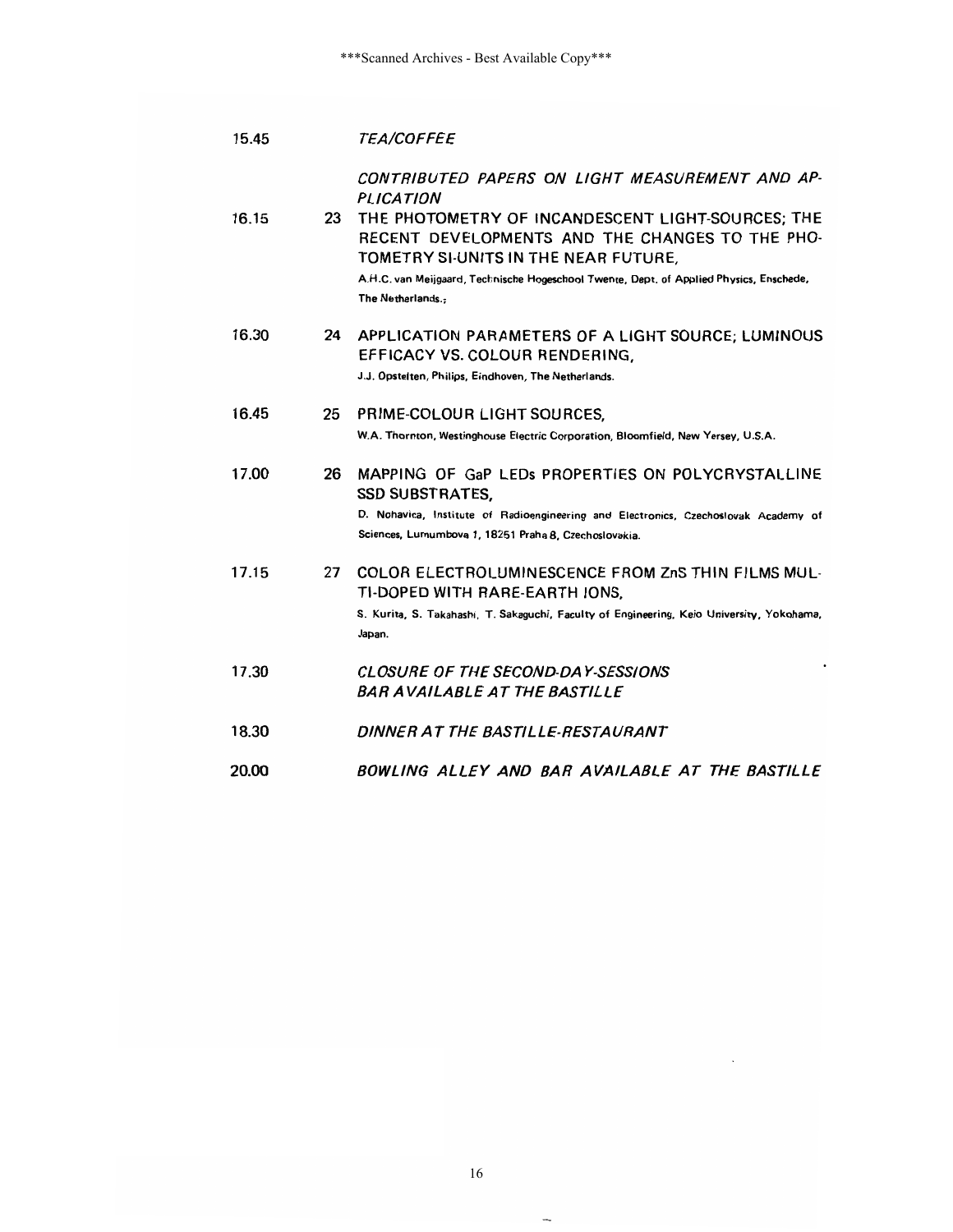15.45 *TEA/COFFEE*

*CONTRIBUTED PAPERS ON LIGHT MEASUREMENT AND APPLICATION*

16.15 23 THE PHOTOMETRY OF INCANDESCENT LIGHT-SOURCES; THE RECENT DEVELOPMENTS AND THE CHANGES TO THE PHOTOMETRY SI-UNITS IN THE NEAR FUTURE,
A.H.C. van Meijgaard, Technische Hogeschool Twente, Dept. of Applied Physics, Enschede, The Netherlands.;

16.30 24 APPLICATION PARAMETERS OF A LIGHT SOURCE; LUMINOUS EFFICACY VS. COLOUR RENDERING,
J.J. Opstelten, Philips, Eindhoven, The Netherlands.

16.45 25 PRIME-COLOUR LIGHT SOURCES,
W.A. Thornton, Westinghouse Electric Corporation, Bloomfield, New Yersey, U.S.A.

17.00 26 MAPPING OF GaP LEDs PROPERTIES ON POLYCRYSTALLINE SSD SUBSTRATES,
D. Nohavica, Institute of Radioengineering and Electronics, Czechoslovak Academy of Sciences, Lumumbova 1, 18251 Praha 8, Czechoslovakia.

17.15 27 COLOR ELECTROLUMINESCENCE FROM ZnS THIN FILMS MULTI-DOPED WITH RARE-EARTH IONS,
S. Kurita, S. Takahashi, T. Sakaguchi, Faculty of Engineering, Keio University, Yokohama, Japan.

17.30 *CLOSURE OF THE SECOND-DAY-SESSIONS*
*BAR AVAILABLE AT THE BASTILLE*

18.30 *DINNER AT THE BASTILLE-RESTAURANT*

20.00 *BOWLING ALLEY AND BAR AVAILABLE AT THE BASTILLE*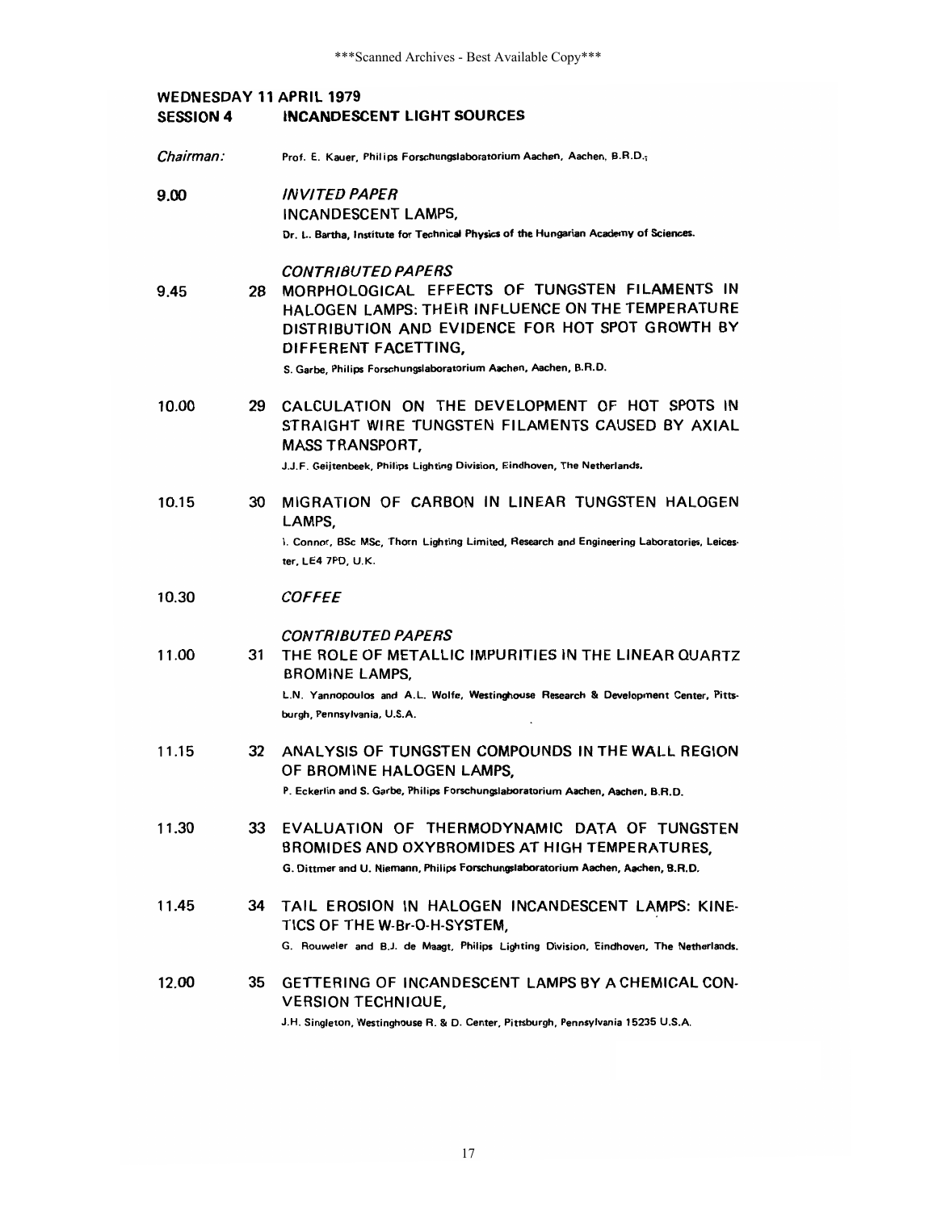## WEDNESDAY 11 APRIL 1979

## SESSION 4 INCANDESCENT LIGHT SOURCES

*Chairman:* Prof. E. Kauer, Philips Forschungslaboratorium Aachen, Aachen, B.R.D.;

**9.00** *INVITED PAPER*

INCANDESCENT LAMPS,

Dr. L. Bartha, Institute for Technical Physics of the Hungarian Academy of Sciences.

*CONTRIBUTED PAPERS*

**9.45** 28 MORPHOLOGICAL EFFECTS OF TUNGSTEN FILAMENTS IN HALOGEN LAMPS: THEIR INFLUENCE ON THE TEMPERATURE DISTRIBUTION AND EVIDENCE FOR HOT SPOT GROWTH BY DIFFERENT FACETTING,

S. Garbe, Philips Forschungslaboratorium Aachen, Aachen, B.R.D.

**10.00** 29 CALCULATION ON THE DEVELOPMENT OF HOT SPOTS IN STRAIGHT WIRE TUNGSTEN FILAMENTS CAUSED BY AXIAL MASS TRANSPORT,

J.J.F. Geijtenbeek, Philips Lighting Division, Eindhoven, The Netherlands.

**10.15** 30 MIGRATION OF CARBON IN LINEAR TUNGSTEN HALOGEN LAMPS,

I. Connor, BSc MSc, Thorn Lighting Limited, Research and Engineering Laboratories, Leicester, LE4 7PD, U.K.

**10.30** *COFFEE*

*CONTRIBUTED PAPERS*

**11.00** 31 THE ROLE OF METALLIC IMPURITIES IN THE LINEAR QUARTZ BROMINE LAMPS,

L.N. Yannopoulos and A.L. Wolfe, Westinghouse Research & Development Center, Pittsburgh, Pennsylvania, U.S.A.

**11.15** 32 ANALYSIS OF TUNGSTEN COMPOUNDS IN THE WALL REGION OF BROMINE HALOGEN LAMPS,

P. Eckerlin and S. Garbe, Philips Forschungslaboratorium Aachen, Aachen, B.R.D.

**11.30** 33 EVALUATION OF THERMODYNAMIC DATA OF TUNGSTEN BROMIDES AND OXYBROMIDES AT HIGH TEMPERATURES,

G. Dittmer and U. Niemann, Philips Forschungslaboratorium Aachen, Aachen, B.R.D.

**11.45** 34 TAIL EROSION IN HALOGEN INCANDESCENT LAMPS: KINETICS OF THE W-Br-O-H-SYSTEM,

G. Rouweler and B.J. de Maagt, Philips Lighting Division, Eindhoven, The Netherlands.

**12.00** 35 GETTERING OF INCANDESCENT LAMPS BY A CHEMICAL CONVERSION TECHNIQUE,

J.H. Singleton, Westinghouse R. & D. Center, Pittsburgh, Pennsylvania 15235 U.S.A.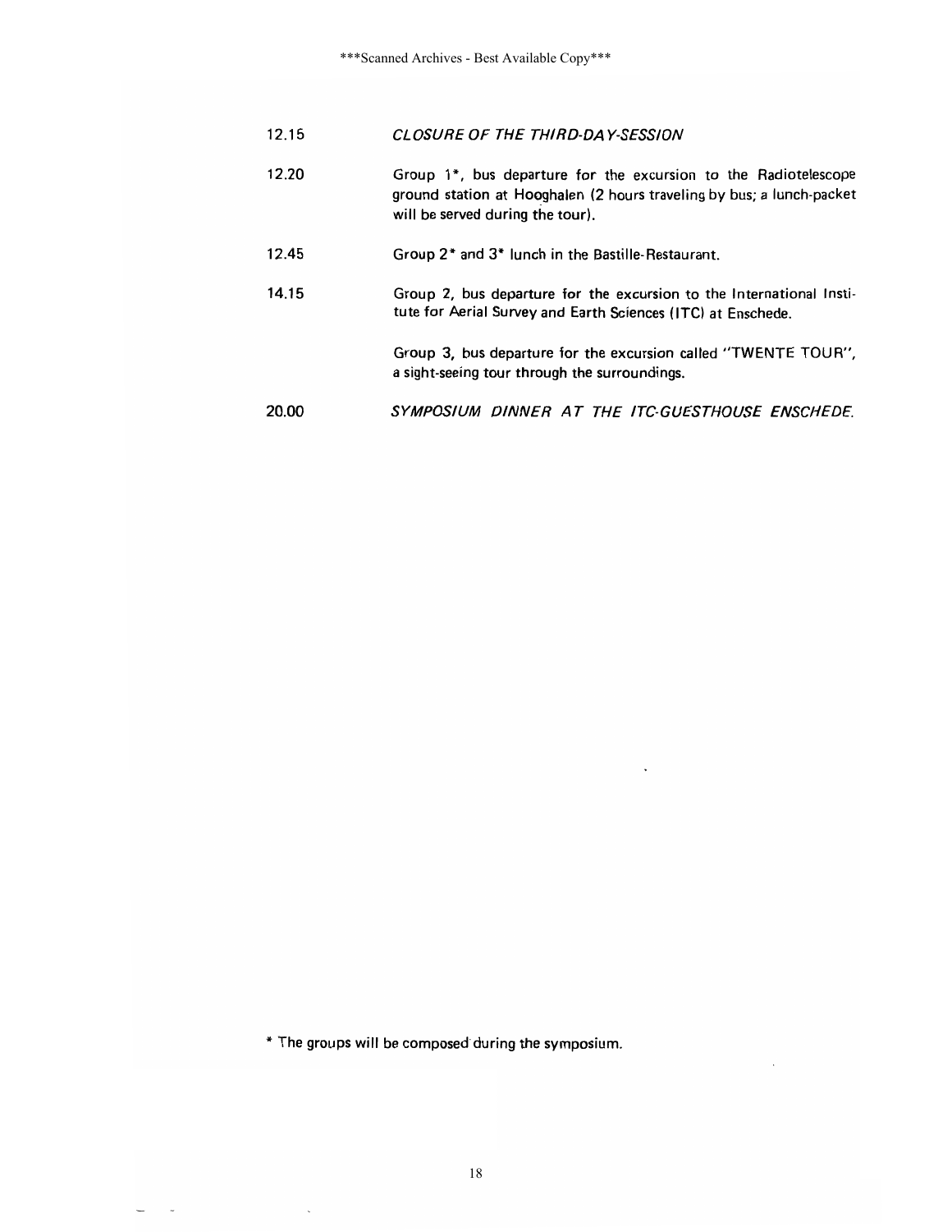| | |
|---|---|
| 12.15 | *CLOSURE OF THE THIRD-DAY-SESSION* |
| 12.20 | Group 1*, bus departure for the excursion to the Radiotelescope ground station at Hooghalen (2 hours traveling by bus; a lunch-packet will be served during the tour). |
| 12.45 | Group 2* and 3* lunch in the Bastille-Restaurant. |
| 14.15 | Group 2, bus departure for the excursion to the International Institute for Aerial Survey and Earth Sciences (ITC) at Enschede. |
| | Group 3, bus departure for the excursion called "TWENTE TOUR", a sight-seeing tour through the surroundings. |
| 20.00 | *SYMPOSIUM DINNER AT THE ITC-GUESTHOUSE ENSCHEDE.* |

* The groups will be composed during the symposium.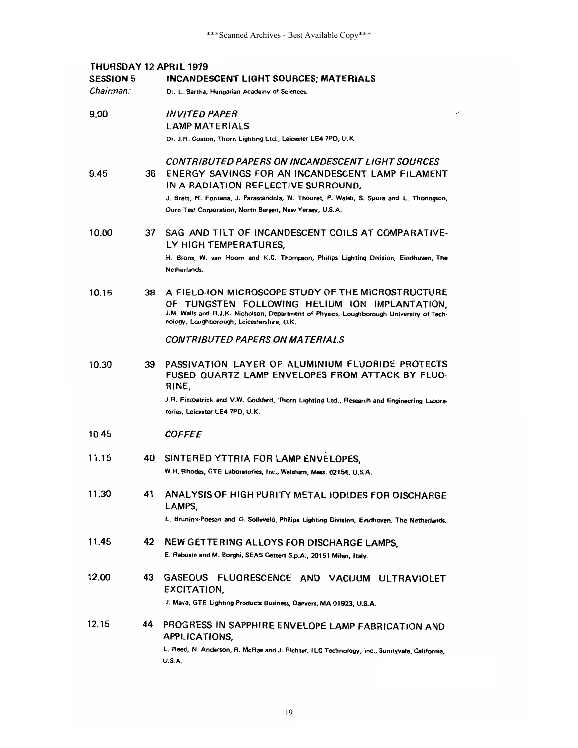## THURSDAY 12 APRIL 1979

**SESSION 5** **INCANDESCENT LIGHT SOURCES; MATERIALS**

*Chairman:* Dr. L. Bartha, Hungarian Academy of Sciences.

9.00 *INVITED PAPER*
LAMP MATERIALS
Dr. J.R. Coaton, Thorn Lighting Ltd., Leicester LE4 7PD, U.K.

*CONTRIBUTED PAPERS ON INCANDESCENT LIGHT SOURCES*

9.45 **36** ENERGY SAVINGS FOR AN INCANDESCENT LAMP FILAMENT IN A RADIATION REFLECTIVE SURROUND,
J. Brett, R. Fontana, J. Parascandola, W. Thouret, P. Walsh, S. Spura and L. Thorington, Duro Test Corporation, North Bergen, New Yersey, U.S.A.

10.00 **37** SAG AND TILT OF INCANDESCENT COILS AT COMPARATIVELY HIGH TEMPERATURES,
H. Brons, W. van Hoorn and K.C. Thompson, Philips Lighting Division, Eindhoven, The Netherlands.

10.15 **38** A FIELD-ION MICROSCOPE STUDY OF THE MICROSTRUCTURE OF TUNGSTEN FOLLOWING HELIUM ION IMPLANTATION,
J.M. Walls and R.J.K. Nicholson, Department of Physics, Loughborough University of Technology, Loughborough, Leicestershire, U.K.

*CONTRIBUTED PAPERS ON MATERIALS*

10.30 **39** PASSIVATION LAYER OF ALUMINIUM FLUORIDE PROTECTS FUSED QUARTZ LAMP ENVELOPES FROM ATTACK BY FLUORINE,
J.R. Fitzpatrick and V.W. Goddard, Thorn Lighting Ltd., Research and Engineering Laboratories, Leicester LE4 7PD, U.K.

10.45 *COFFEE*

11.15 **40** SINTERED YTTRIA FOR LAMP ENVELOPES,
W.H. Rhodes, GTE Laboratories, Inc., Waltham, Mass. 02154, U.S.A.

11.30 **41** ANALYSIS OF HIGH PURITY METAL IODIDES FOR DISCHARGE LAMPS,
L. Bruninx-Poesen and G. Solleveld, Philips Lighting Division, Eindhoven, The Netherlands.

11.45 **42** NEW GETTERING ALLOYS FOR DISCHARGE LAMPS,
E. Rabusin and M. Borghi, SEAS Getters S.p.A., 20151 Milan, Italy.

12.00 **43** GASEOUS FLUORESCENCE AND VACUUM ULTRAVIOLET EXCITATION,
J. Maya, GTE Lighting Products Business, Danvers, MA 01923, U.S.A.

12.15 **44** PROGRESS IN SAPPHIRE ENVELOPE LAMP FABRICATION AND APPLICATIONS,
L. Reed, N. Anderson, R. McRae and J. Richter, ILC Technology, Inc., Sunnyvale, California, U.S.A.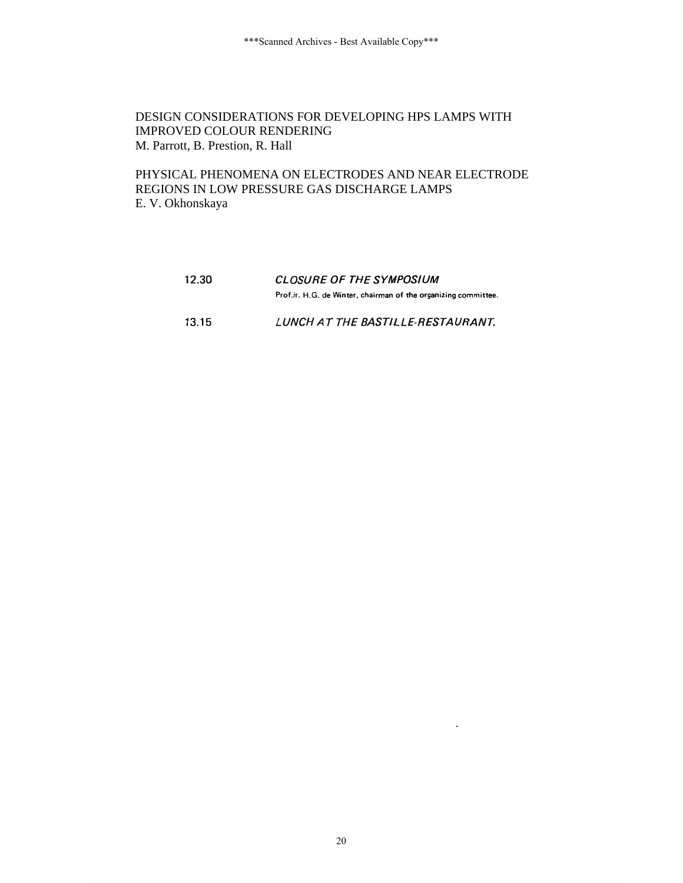DESIGN CONSIDERATIONS FOR DEVELOPING HPS LAMPS WITH IMPROVED COLOUR RENDERING
M. Parrott, B. Prestion, R. Hall

PHYSICAL PHENOMENA ON ELECTRODES AND NEAR ELECTRODE REGIONS IN LOW PRESSURE GAS DISCHARGE LAMPS
E. V. Okhonskaya

| | |
|---|---|
| 12.30 | *CLOSURE OF THE SYMPOSIUM*<br>Prof.ir. H.G. de Winter, chairman of the organizing committee. |
| 13.15 | *LUNCH AT THE BASTILLE-RESTAURANT.* |